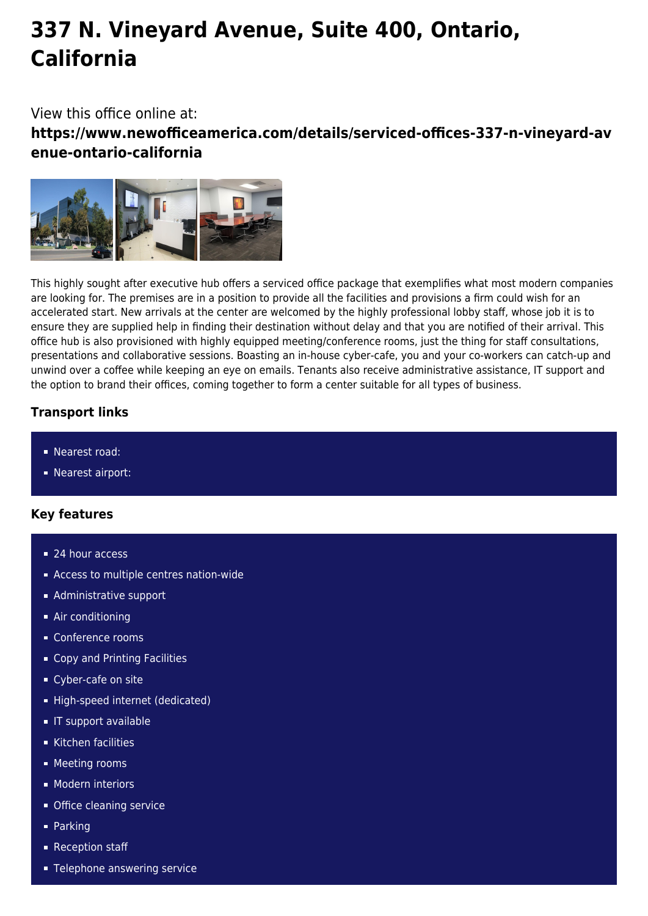# 337 N. Vineyard Avenue, Suite 400, Ontario, California

View this office online at:

**https://www.newofficeamerica.com/details/serviced-offices-337-n-vineyard-avenue-ontario-california**

This highly sought after executive hub offers a serviced office package that exemplifies what most modern companies are looking for. The premises are in a position to provide all the facilities and provisions a firm could wish for an accelerated start. New arrivals at the center are welcomed by the highly professional lobby staff, whose job it is to ensure they are supplied help in finding their destination without delay and that you are notified of their arrival. This office hub is also provisioned with highly equipped meeting/conference rooms, just the thing for staff consultations, presentations and collaborative sessions. Boasting an in-house cyber-cafe, you and your co-workers can catch-up and unwind over a coffee while keeping an eye on emails. Tenants also receive administrative assistance, IT support and the option to brand their offices, coming together to form a center suitable for all types of business.

### Transport links

- Nearest road:
- Nearest airport:

### Key features

- 24 hour access
- Access to multiple centres nation-wide
- Administrative support
- Air conditioning
- Conference rooms
- Copy and Printing Facilities
- Cyber-cafe on site
- High-speed internet (dedicated)
- IT support available
- Kitchen facilities
- Meeting rooms
- Modern interiors
- Office cleaning service
- Parking
- Reception staff
- Telephone answering service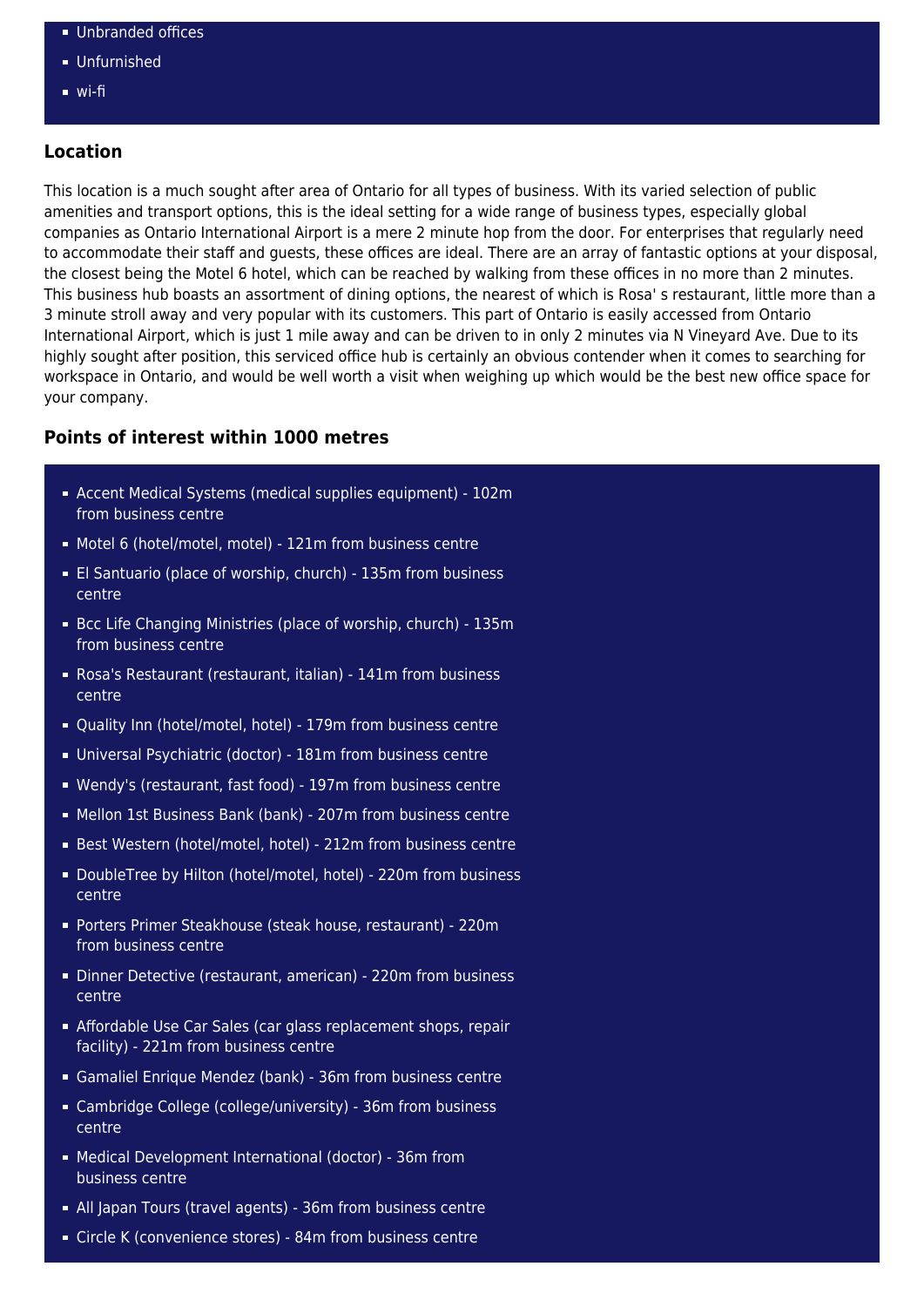- Unbranded offices
- Unfurnished
- wi-fi

### Location

This location is a much sought after area of Ontario for all types of business. With its varied selection of public amenities and transport options, this is the ideal setting for a wide range of business types, especially global companies as Ontario International Airport is a mere 2 minute hop from the door. For enterprises that regularly need to accommodate their staff and guests, these offices are ideal. There are an array of fantastic options at your disposal, the closest being the Motel 6 hotel, which can be reached by walking from these offices in no more than 2 minutes. This business hub boasts an assortment of dining options, the nearest of which is Rosa' s restaurant, little more than a 3 minute stroll away and very popular with its customers. This part of Ontario is easily accessed from Ontario International Airport, which is just 1 mile away and can be driven to in only 2 minutes via N Vineyard Ave. Due to its highly sought after position, this serviced office hub is certainly an obvious contender when it comes to searching for workspace in Ontario, and would be well worth a visit when weighing up which would be the best new office space for your company.

### Points of interest within 1000 metres

- Accent Medical Systems (medical supplies equipment) - 102m from business centre
- Motel 6 (hotel/motel, motel) - 121m from business centre
- El Santuario (place of worship, church) - 135m from business centre
- Bcc Life Changing Ministries (place of worship, church) - 135m from business centre
- Rosa's Restaurant (restaurant, italian) - 141m from business centre
- Quality Inn (hotel/motel, hotel) - 179m from business centre
- Universal Psychiatric (doctor) - 181m from business centre
- Wendy's (restaurant, fast food) - 197m from business centre
- Mellon 1st Business Bank (bank) - 207m from business centre
- Best Western (hotel/motel, hotel) - 212m from business centre
- DoubleTree by Hilton (hotel/motel, hotel) - 220m from business centre
- Porters Primer Steakhouse (steak house, restaurant) - 220m from business centre
- Dinner Detective (restaurant, american) - 220m from business centre
- Affordable Use Car Sales (car glass replacement shops, repair facility) - 221m from business centre
- Gamaliel Enrique Mendez (bank) - 36m from business centre
- Cambridge College (college/university) - 36m from business centre
- Medical Development International (doctor) - 36m from business centre
- All Japan Tours (travel agents) - 36m from business centre
- Circle K (convenience stores) - 84m from business centre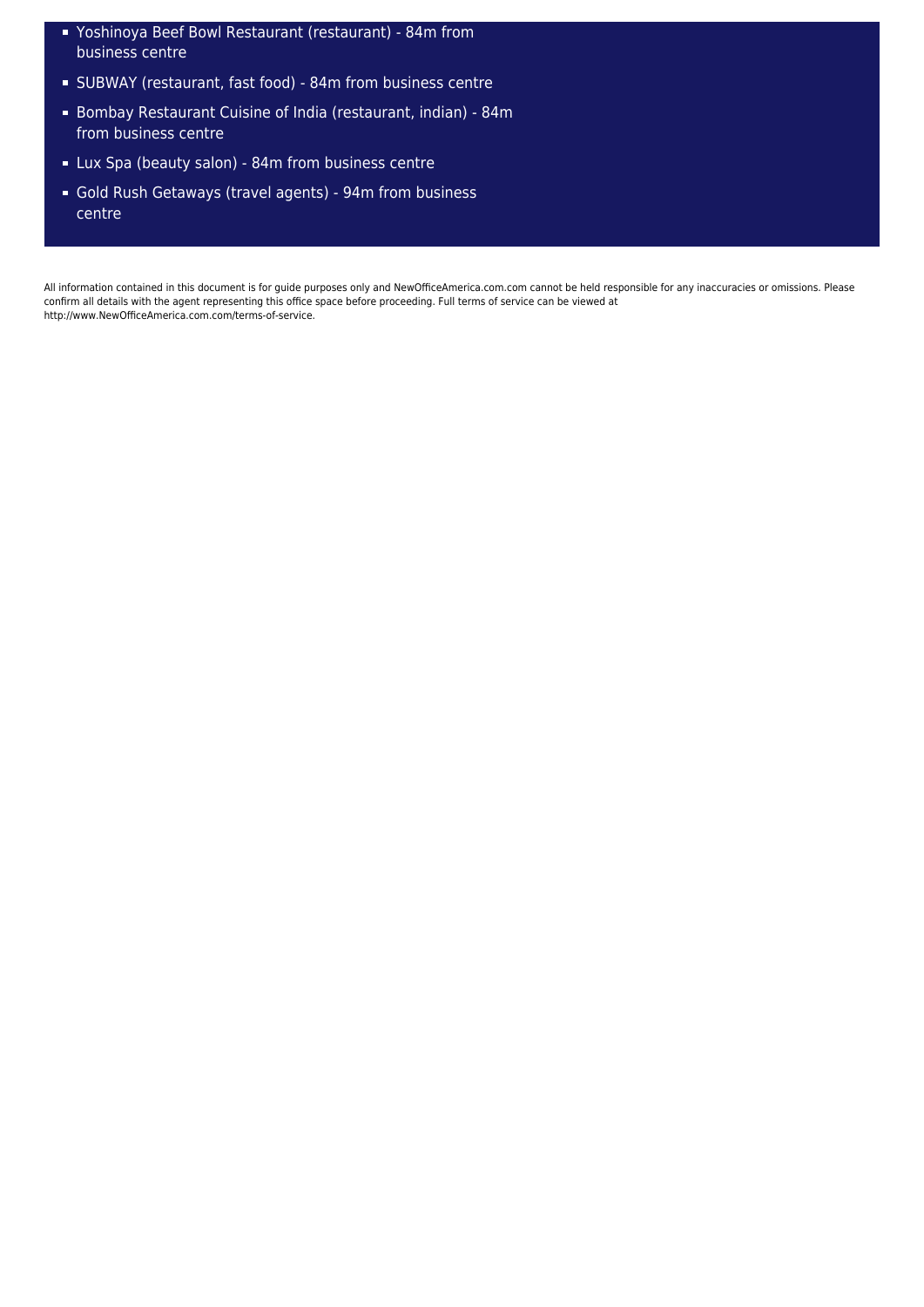- Yoshinoya Beef Bowl Restaurant (restaurant) - 84m from business centre
- SUBWAY (restaurant, fast food) - 84m from business centre
- Bombay Restaurant Cuisine of India (restaurant, indian) - 84m from business centre
- Lux Spa (beauty salon) - 84m from business centre
- Gold Rush Getaways (travel agents) - 94m from business centre

All information contained in this document is for guide purposes only and NewOfficeAmerica.com.com cannot be held responsible for any inaccuracies or omissions. Please confirm all details with the agent representing this office space before proceeding. Full terms of service can be viewed at http://www.NewOfficeAmerica.com.com/terms-of-service.